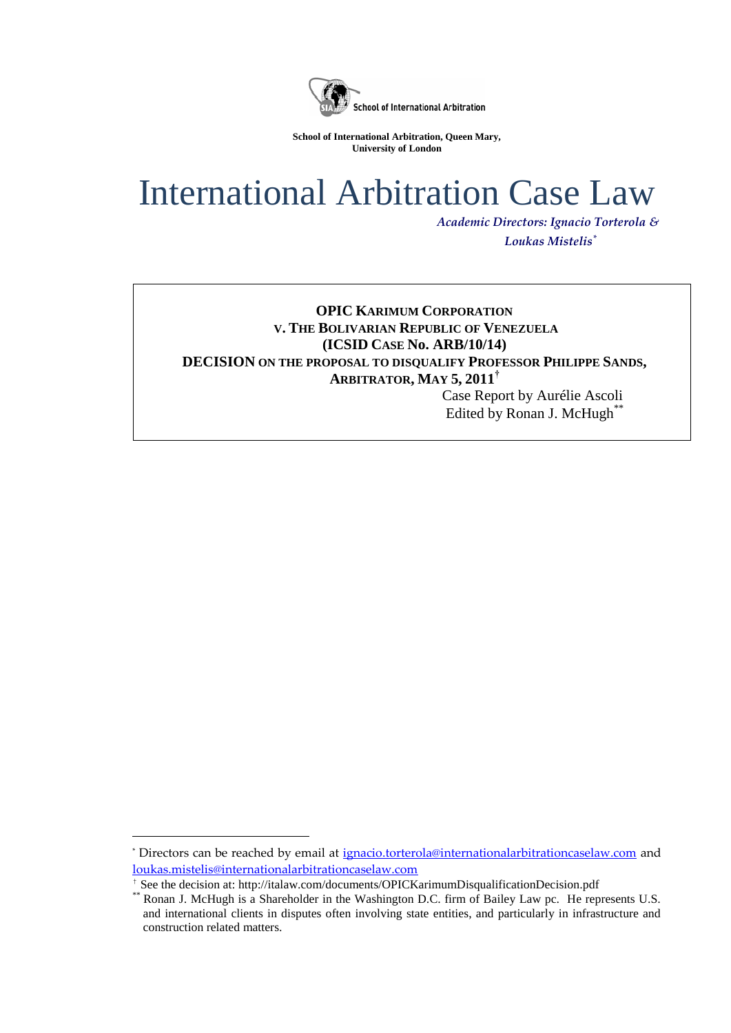School of International Arbitration

**School of International Arbitration, Queen Mary, University of London**

# International Arbitration Case Law

*Academic Directors: Ignacio Torterola & Loukas Mistelis*[*]

**OPIC KARIMUM CORPORATION**
**V. THE BOLIVARIAN REPUBLIC OF VENEZUELA**
**(ICSID CASE No. ARB/10/14)**
**DECISION ON THE PROPOSAL TO DISQUALIFY PROFESSOR PHILIPPE SANDS, ARBITRATOR, MAY 5, 2011**[†]

Case Report by Aurélie Ascoli
Edited by Ronan J. McHugh[**]

---

[*] Directors can be reached by email at ignacio.torterola@internationalarbitrationcaselaw.com and loukas.mistelis@internationalarbitrationcaselaw.com

[†] See the decision at: http://italaw.com/documents/OPICKarimumDisqualificationDecision.pdf

[**] Ronan J. McHugh is a Shareholder in the Washington D.C. firm of Bailey Law pc. He represents U.S. and international clients in disputes often involving state entities, and particularly in infrastructure and construction related matters.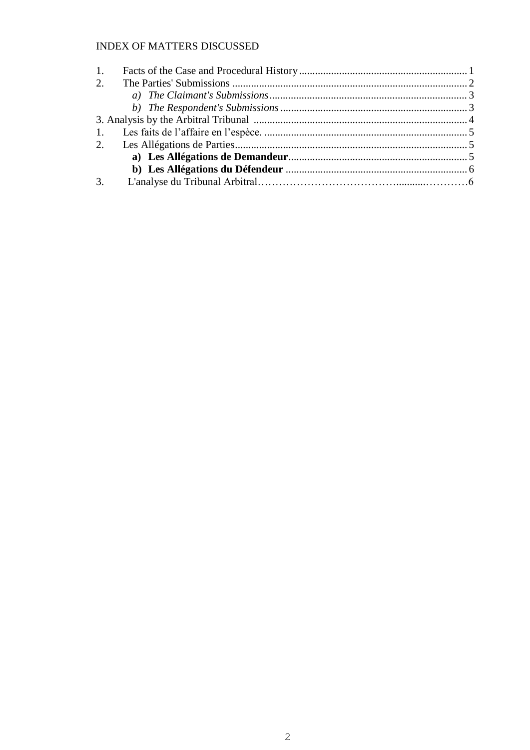INDEX OF MATTERS DISCUSSED

1. Facts of the Case and Procedural History ........................................................ 1
2. The Parties' Submissions ........................................................ 2
    *a) The Claimant's Submissions* ........................................................ 3
    *b) The Respondent's Submissions* ........................................................ 3

3. Analysis by the Arbitral Tribunal ........................................................ 4

1. Les faits de l'affaire en l'espèce. ........................................................ 5
2. Les Allégations de Parties ........................................................ 5
    **a) Les Allégations de Demandeur** ........................................................ 5
    **b) Les Allégations du Défendeur** ........................................................ 6
3. L'analyse du Tribunal Arbitral………………………………….........…………6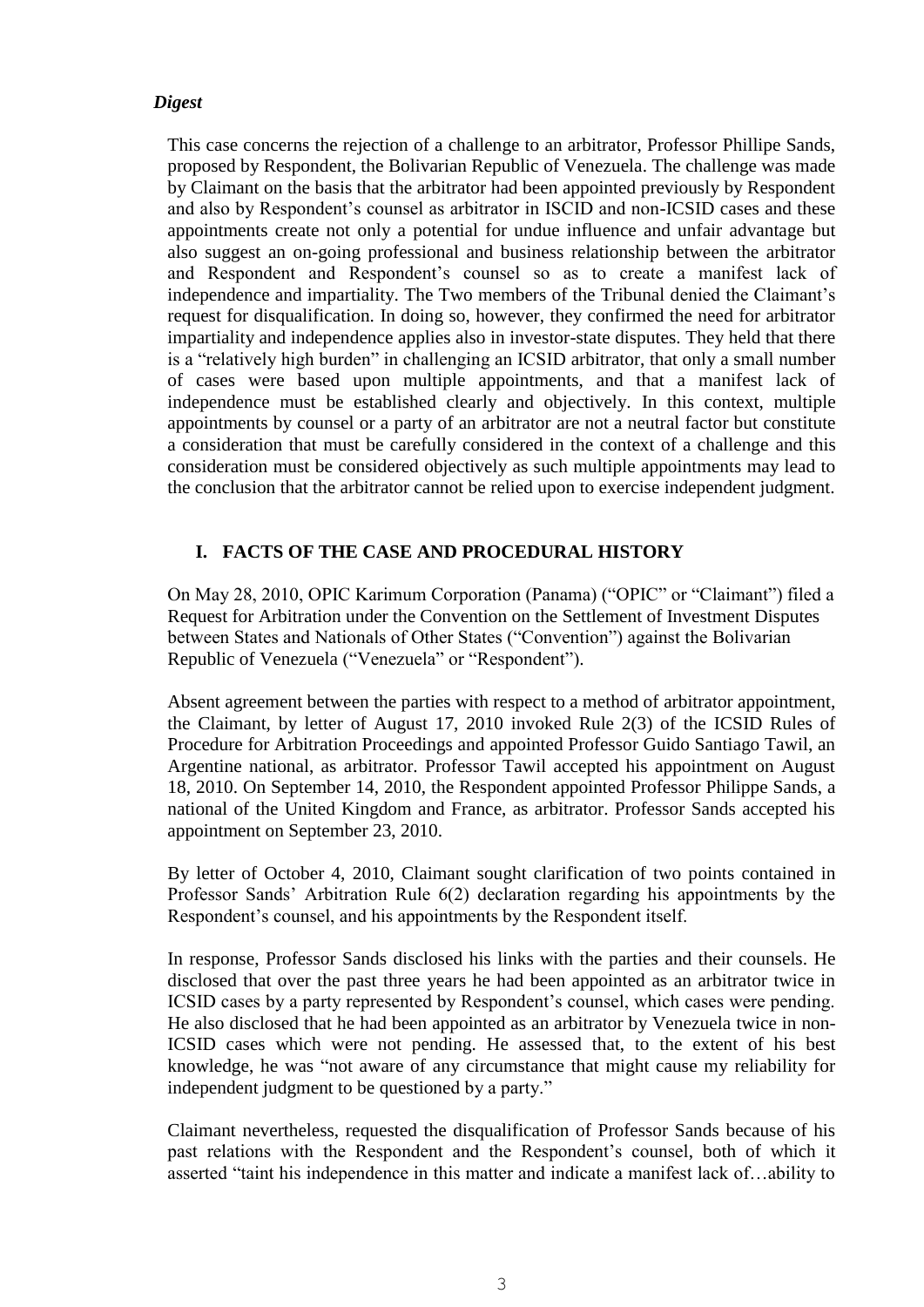### *Digest*

This case concerns the rejection of a challenge to an arbitrator, Professor Phillipe Sands, proposed by Respondent, the Bolivarian Republic of Venezuela. The challenge was made by Claimant on the basis that the arbitrator had been appointed previously by Respondent and also by Respondent's counsel as arbitrator in ISCID and non-ICSID cases and these appointments create not only a potential for undue influence and unfair advantage but also suggest an on-going professional and business relationship between the arbitrator and Respondent and Respondent's counsel so as to create a manifest lack of independence and impartiality. The Two members of the Tribunal denied the Claimant's request for disqualification. In doing so, however, they confirmed the need for arbitrator impartiality and independence applies also in investor-state disputes. They held that there is a "relatively high burden" in challenging an ICSID arbitrator, that only a small number of cases were based upon multiple appointments, and that a manifest lack of independence must be established clearly and objectively. In this context, multiple appointments by counsel or a party of an arbitrator are not a neutral factor but constitute a consideration that must be carefully considered in the context of a challenge and this consideration must be considered objectively as such multiple appointments may lead to the conclusion that the arbitrator cannot be relied upon to exercise independent judgment.

## I. FACTS OF THE CASE AND PROCEDURAL HISTORY

On May 28, 2010, OPIC Karimum Corporation (Panama) ("OPIC" or "Claimant") filed a Request for Arbitration under the Convention on the Settlement of Investment Disputes between States and Nationals of Other States ("Convention") against the Bolivarian Republic of Venezuela ("Venezuela" or "Respondent").

Absent agreement between the parties with respect to a method of arbitrator appointment, the Claimant, by letter of August 17, 2010 invoked Rule 2(3) of the ICSID Rules of Procedure for Arbitration Proceedings and appointed Professor Guido Santiago Tawil, an Argentine national, as arbitrator. Professor Tawil accepted his appointment on August 18, 2010. On September 14, 2010, the Respondent appointed Professor Philippe Sands, a national of the United Kingdom and France, as arbitrator. Professor Sands accepted his appointment on September 23, 2010.

By letter of October 4, 2010, Claimant sought clarification of two points contained in Professor Sands' Arbitration Rule 6(2) declaration regarding his appointments by the Respondent's counsel, and his appointments by the Respondent itself.

In response, Professor Sands disclosed his links with the parties and their counsels. He disclosed that over the past three years he had been appointed as an arbitrator twice in ICSID cases by a party represented by Respondent's counsel, which cases were pending. He also disclosed that he had been appointed as an arbitrator by Venezuela twice in non-ICSID cases which were not pending. He assessed that, to the extent of his best knowledge, he was "not aware of any circumstance that might cause my reliability for independent judgment to be questioned by a party."

Claimant nevertheless, requested the disqualification of Professor Sands because of his past relations with the Respondent and the Respondent's counsel, both of which it asserted "taint his independence in this matter and indicate a manifest lack of…ability to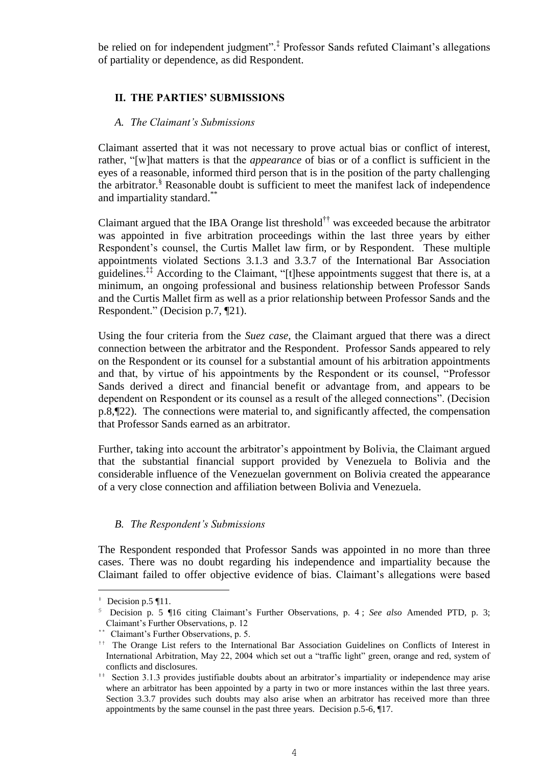be relied on for independent judgment".[‡] Professor Sands refuted Claimant's allegations of partiality or dependence, as did Respondent.

## II. THE PARTIES' SUBMISSIONS

### *A. The Claimant's Submissions*

Claimant asserted that it was not necessary to prove actual bias or conflict of interest, rather, "[w]hat matters is that the *appearance* of bias or of a conflict is sufficient in the eyes of a reasonable, informed third person that is in the position of the party challenging the arbitrator.[§] Reasonable doubt is sufficient to meet the manifest lack of independence and impartiality standard.[**]

Claimant argued that the IBA Orange list threshold[††] was exceeded because the arbitrator was appointed in five arbitration proceedings within the last three years by either Respondent's counsel, the Curtis Mallet law firm, or by Respondent. These multiple appointments violated Sections 3.1.3 and 3.3.7 of the International Bar Association guidelines.[‡‡] According to the Claimant, "[t]hese appointments suggest that there is, at a minimum, an ongoing professional and business relationship between Professor Sands and the Curtis Mallet firm as well as a prior relationship between Professor Sands and the Respondent." (Decision p.7, ¶21).

Using the four criteria from the *Suez case*, the Claimant argued that there was a direct connection between the arbitrator and the Respondent. Professor Sands appeared to rely on the Respondent or its counsel for a substantial amount of his arbitration appointments and that, by virtue of his appointments by the Respondent or its counsel, "Professor Sands derived a direct and financial benefit or advantage from, and appears to be dependent on Respondent or its counsel as a result of the alleged connections". (Decision p.8,¶22). The connections were material to, and significantly affected, the compensation that Professor Sands earned as an arbitrator.

Further, taking into account the arbitrator's appointment by Bolivia, the Claimant argued that the substantial financial support provided by Venezuela to Bolivia and the considerable influence of the Venezuelan government on Bolivia created the appearance of a very close connection and affiliation between Bolivia and Venezuela.

### *B. The Respondent's Submissions*

The Respondent responded that Professor Sands was appointed in no more than three cases. There was no doubt regarding his independence and impartiality because the Claimant failed to offer objective evidence of bias. Claimant's allegations were based

---

[‡] Decision p.5 ¶11.

[§] Decision p. 5 ¶16 citing Claimant's Further Observations, p. 4 ; *See also* Amended PTD, p. 3; Claimant's Further Observations, p. 12

[**] Claimant's Further Observations, p. 5.

[††] The Orange List refers to the International Bar Association Guidelines on Conflicts of Interest in International Arbitration, May 22, 2004 which set out a "traffic light" green, orange and red, system of conflicts and disclosures.

[‡‡] Section 3.1.3 provides justifiable doubts about an arbitrator's impartiality or independence may arise where an arbitrator has been appointed by a party in two or more instances within the last three years. Section 3.3.7 provides such doubts may also arise when an arbitrator has received more than three appointments by the same counsel in the past three years. Decision p.5-6, ¶17.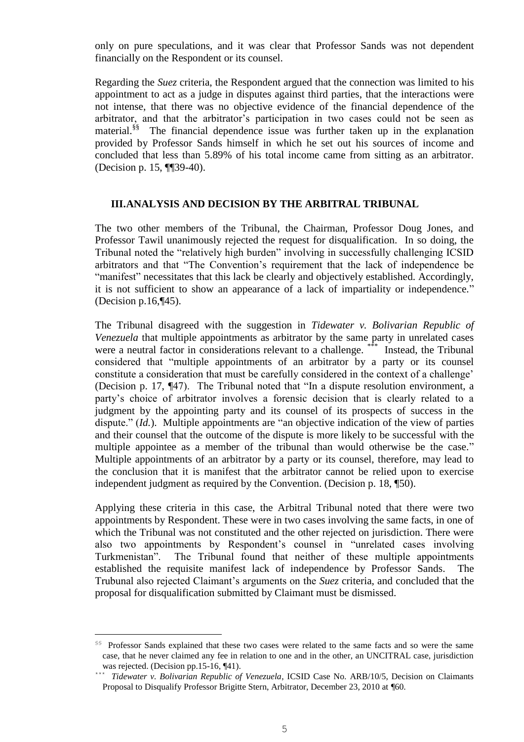only on pure speculations, and it was clear that Professor Sands was not dependent financially on the Respondent or its counsel.

Regarding the *Suez* criteria, the Respondent argued that the connection was limited to his appointment to act as a judge in disputes against third parties, that the interactions were not intense, that there was no objective evidence of the financial dependence of the arbitrator, and that the arbitrator's participation in two cases could not be seen as material.[§§] The financial dependence issue was further taken up in the explanation provided by Professor Sands himself in which he set out his sources of income and concluded that less than 5.89% of his total income came from sitting as an arbitrator. (Decision p. 15, ¶¶39-40).

## III. ANALYSIS AND DECISION BY THE ARBITRAL TRIBUNAL

The two other members of the Tribunal, the Chairman, Professor Doug Jones, and Professor Tawil unanimously rejected the request for disqualification. In so doing, the Tribunal noted the "relatively high burden" involving in successfully challenging ICSID arbitrators and that "The Convention's requirement that the lack of independence be "manifest" necessitates that this lack be clearly and objectively established. Accordingly, it is not sufficient to show an appearance of a lack of impartiality or independence." (Decision p.16,¶45).

The Tribunal disagreed with the suggestion in *Tidewater v. Bolivarian Republic of Venezuela* that multiple appointments as arbitrator by the same party in unrelated cases were a neutral factor in considerations relevant to a challenge.[***] Instead, the Tribunal considered that "multiple appointments of an arbitrator by a party or its counsel constitute a consideration that must be carefully considered in the context of a challenge' (Decision p. 17, ¶47). The Tribunal noted that "In a dispute resolution environment, a party's choice of arbitrator involves a forensic decision that is clearly related to a judgment by the appointing party and its counsel of its prospects of success in the dispute." (*Id.*). Multiple appointments are "an objective indication of the view of parties and their counsel that the outcome of the dispute is more likely to be successful with the multiple appointee as a member of the tribunal than would otherwise be the case." Multiple appointments of an arbitrator by a party or its counsel, therefore, may lead to the conclusion that it is manifest that the arbitrator cannot be relied upon to exercise independent judgment as required by the Convention. (Decision p. 18, ¶50).

Applying these criteria in this case, the Arbitral Tribunal noted that there were two appointments by Respondent. These were in two cases involving the same facts, in one of which the Tribunal was not constituted and the other rejected on jurisdiction. There were also two appointments by Respondent's counsel in "unrelated cases involving Turkmenistan". The Tribunal found that neither of these multiple appointments established the requisite manifest lack of independence by Professor Sands. The Trubunal also rejected Claimant's arguments on the *Suez* criteria, and concluded that the proposal for disqualification submitted by Claimant must be dismissed.

---

[§§] Professor Sands explained that these two cases were related to the same facts and so were the same case, that he never claimed any fee in relation to one and in the other, an UNCITRAL case, jurisdiction was rejected. (Decision pp.15-16, ¶41).

[***] *Tidewater v. Bolivarian Republic of Venezuela*, ICSID Case No. ARB/10/5, Decision on Claimants Proposal to Disqualify Professor Brigitte Stern, Arbitrator, December 23, 2010 at ¶60.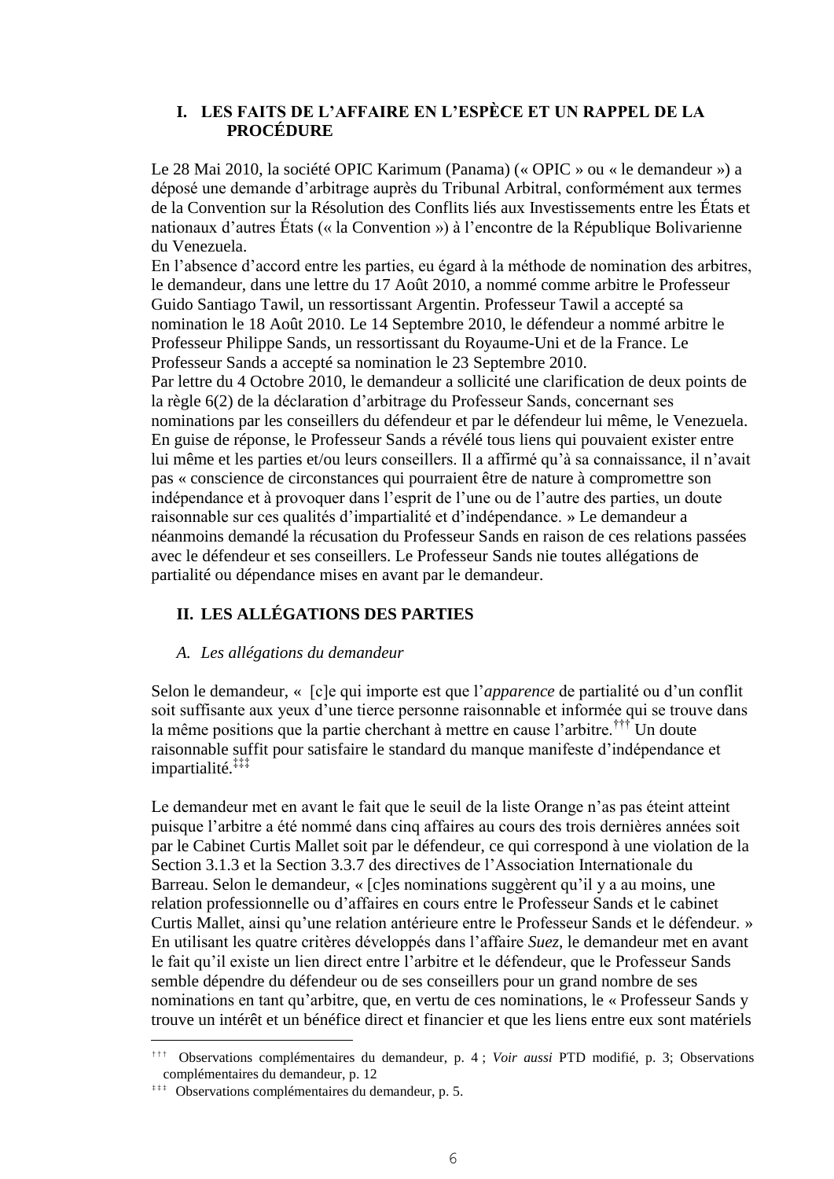## I. LES FAITS DE L'AFFAIRE EN L'ESPÈCE ET UN RAPPEL DE LA PROCÉDURE

Le 28 Mai 2010, la société OPIC Karimum (Panama) (« OPIC » ou « le demandeur ») a déposé une demande d'arbitrage auprès du Tribunal Arbitral, conformément aux termes de la Convention sur la Résolution des Conflits liés aux Investissements entre les États et nationaux d'autres États (« la Convention ») à l'encontre de la République Bolivarienne du Venezuela.
En l'absence d'accord entre les parties, eu égard à la méthode de nomination des arbitres, le demandeur, dans une lettre du 17 Août 2010, a nommé comme arbitre le Professeur Guido Santiago Tawil, un ressortissant Argentin. Professeur Tawil a accepté sa nomination le 18 Août 2010. Le 14 Septembre 2010, le défendeur a nommé arbitre le Professeur Philippe Sands, un ressortissant du Royaume-Uni et de la France. Le Professeur Sands a accepté sa nomination le 23 Septembre 2010.
Par lettre du 4 Octobre 2010, le demandeur a sollicité une clarification de deux points de la règle 6(2) de la déclaration d'arbitrage du Professeur Sands, concernant ses nominations par les conseillers du défendeur et par le défendeur lui même, le Venezuela. En guise de réponse, le Professeur Sands a révélé tous liens qui pouvaient exister entre lui même et les parties et/ou leurs conseillers. Il a affirmé qu'à sa connaissance, il n'avait pas « conscience de circonstances qui pourraient être de nature à compromettre son indépendance et à provoquer dans l'esprit de l'une ou de l'autre des parties, un doute raisonnable sur ces qualités d'impartialité et d'indépendance. » Le demandeur a néanmoins demandé la récusation du Professeur Sands en raison de ces relations passées avec le défendeur et ses conseillers. Le Professeur Sands nie toutes allégations de partialité ou dépendance mises en avant par le demandeur.

## II. LES ALLÉGATIONS DES PARTIES

### *A. Les allégations du demandeur*

Selon le demandeur, « [c]e qui importe est que l'*apparence* de partialité ou d'un conflit soit suffisante aux yeux d'une tierce personne raisonnable et informée qui se trouve dans la même positions que la partie cherchant à mettre en cause l'arbitre.[†††] Un doute raisonnable suffit pour satisfaire le standard du manque manifeste d'indépendance et impartialité.[‡‡‡]

Le demandeur met en avant le fait que le seuil de la liste Orange n'as pas éteint atteint puisque l'arbitre a été nommé dans cinq affaires au cours des trois dernières années soit par le Cabinet Curtis Mallet soit par le défendeur, ce qui correspond à une violation de la Section 3.1.3 et la Section 3.3.7 des directives de l'Association Internationale du Barreau. Selon le demandeur, « [c]es nominations suggèrent qu'il y a au moins, une relation professionnelle ou d'affaires en cours entre le Professeur Sands et le cabinet Curtis Mallet, ainsi qu'une relation antérieure entre le Professeur Sands et le défendeur. » En utilisant les quatre critères développés dans l'affaire *Suez*, le demandeur met en avant le fait qu'il existe un lien direct entre l'arbitre et le défendeur, que le Professeur Sands semble dépendre du défendeur ou de ses conseillers pour un grand nombre de ses nominations en tant qu'arbitre, que, en vertu de ces nominations, le « Professeur Sands y trouve un intérêt et un bénéfice direct et financier et que les liens entre eux sont matériels

---

[†††] Observations complémentaires du demandeur, p. 4 ; *Voir aussi* PTD modifié, p. 3; Observations complémentaires du demandeur, p. 12

[‡‡‡] Observations complémentaires du demandeur, p. 5.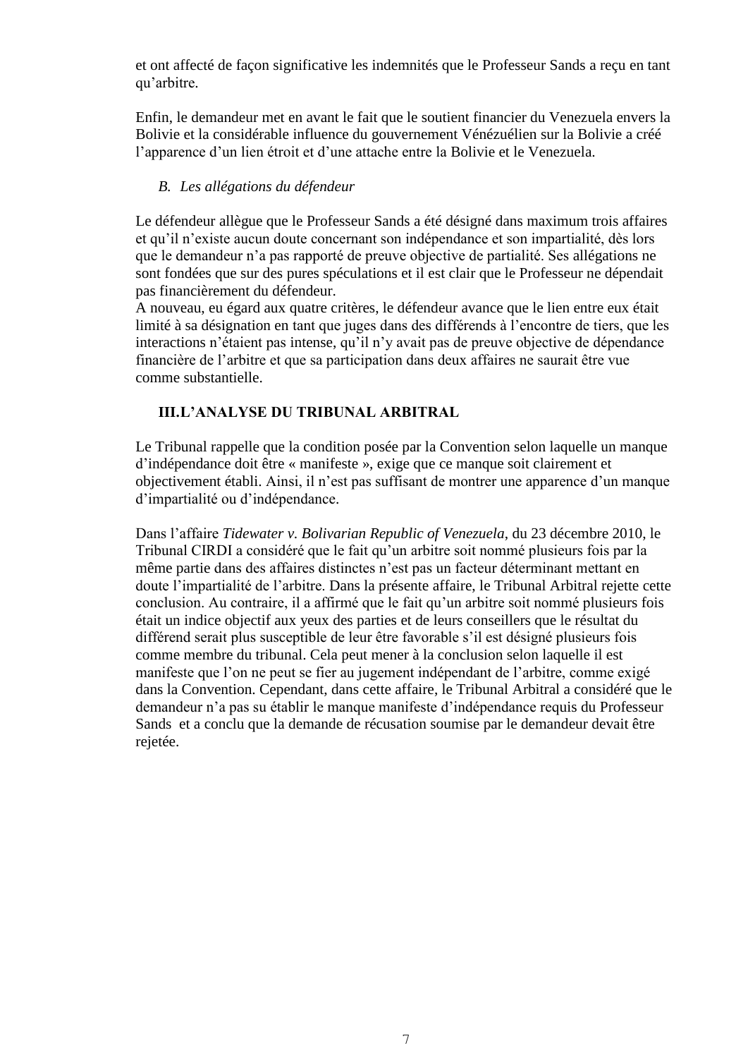et ont affecté de façon significative les indemnités que le Professeur Sands a reçu en tant qu'arbitre.

Enfin, le demandeur met en avant le fait que le soutient financier du Venezuela envers la Bolivie et la considérable influence du gouvernement Vénézuélien sur la Bolivie a créé l'apparence d'un lien étroit et d'une attache entre la Bolivie et le Venezuela.

### *B. Les allégations du défendeur*

Le défendeur allègue que le Professeur Sands a été désigné dans maximum trois affaires et qu'il n'existe aucun doute concernant son indépendance et son impartialité, dès lors que le demandeur n'a pas rapporté de preuve objective de partialité. Ses allégations ne sont fondées que sur des pures spéculations et il est clair que le Professeur ne dépendait pas financièrement du défendeur.
A nouveau, eu égard aux quatre critères, le défendeur avance que le lien entre eux était limité à sa désignation en tant que juges dans des différends à l'encontre de tiers, que les interactions n'étaient pas intense, qu'il n'y avait pas de preuve objective de dépendance financière de l'arbitre et que sa participation dans deux affaires ne saurait être vue comme substantielle.

## III. L'ANALYSE DU TRIBUNAL ARBITRAL

Le Tribunal rappelle que la condition posée par la Convention selon laquelle un manque d'indépendance doit être « manifeste », exige que ce manque soit clairement et objectivement établi. Ainsi, il n'est pas suffisant de montrer une apparence d'un manque d'impartialité ou d'indépendance.

Dans l'affaire *Tidewater v. Bolivarian Republic of Venezuela*, du 23 décembre 2010, le Tribunal CIRDI a considéré que le fait qu'un arbitre soit nommé plusieurs fois par la même partie dans des affaires distinctes n'est pas un facteur déterminant mettant en doute l'impartialité de l'arbitre. Dans la présente affaire, le Tribunal Arbitral rejette cette conclusion. Au contraire, il a affirmé que le fait qu'un arbitre soit nommé plusieurs fois était un indice objectif aux yeux des parties et de leurs conseillers que le résultat du différend serait plus susceptible de leur être favorable s'il est désigné plusieurs fois comme membre du tribunal. Cela peut mener à la conclusion selon laquelle il est manifeste que l'on ne peut se fier au jugement indépendant de l'arbitre, comme exigé dans la Convention. Cependant, dans cette affaire, le Tribunal Arbitral a considéré que le demandeur n'a pas su établir le manque manifeste d'indépendance requis du Professeur Sands et a conclu que la demande de récusation soumise par le demandeur devait être rejetée.